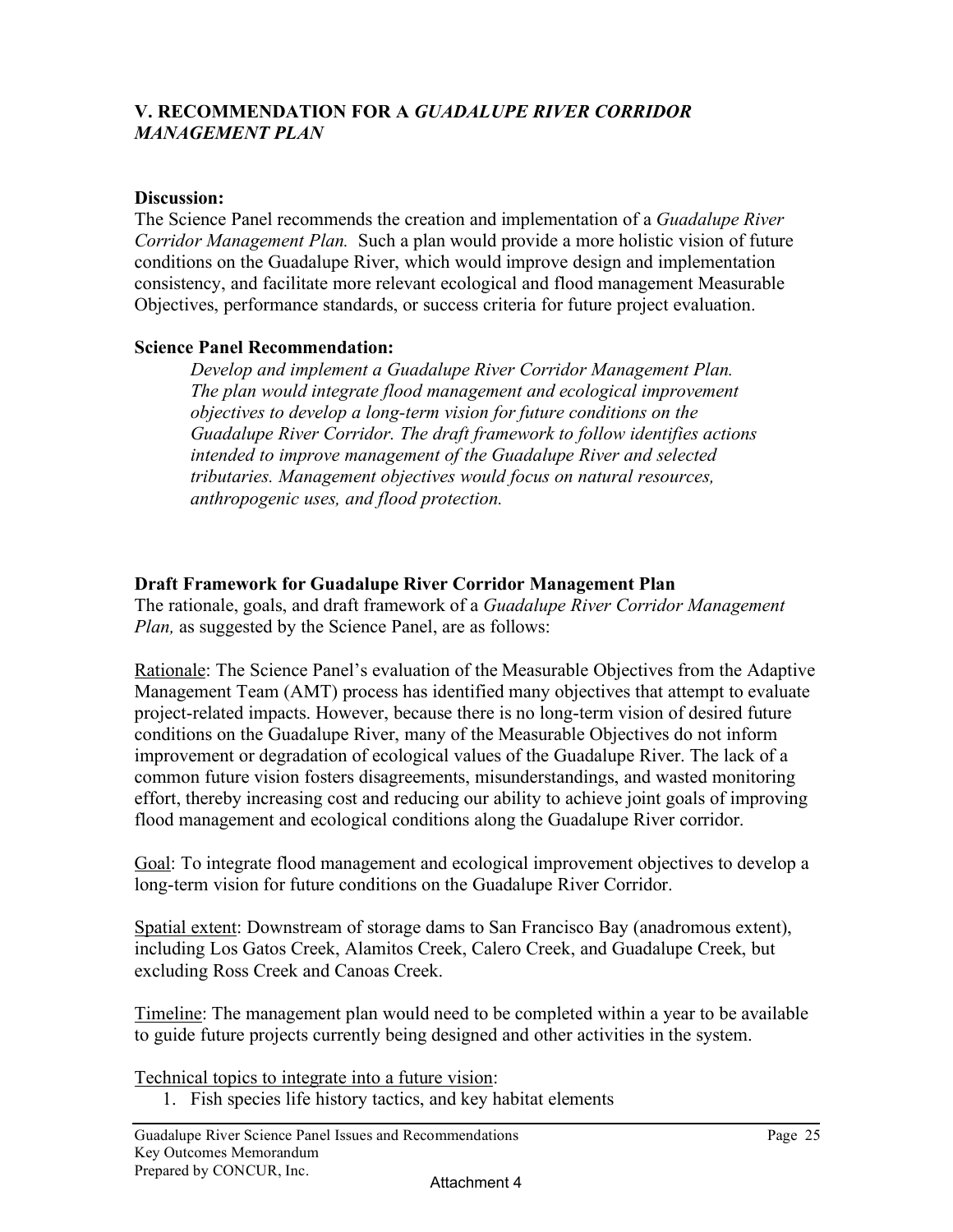## V. RECOMMENDATION FOR A *GUADALUPE RIVER CORRIDOR MANAGEMENT PLAN*

**Discussion:**

The Science Panel recommends the creation and implementation of a *Guadalupe River Corridor Management Plan.* Such a plan would provide a more holistic vision of future conditions on the Guadalupe River, which would improve design and implementation consistency, and facilitate more relevant ecological and flood management Measurable Objectives, performance standards, or success criteria for future project evaluation.

**Science Panel Recommendation:**

> *Develop and implement a Guadalupe River Corridor Management Plan. The plan would integrate flood management and ecological improvement objectives to develop a long-term vision for future conditions on the Guadalupe River Corridor. The draft framework to follow identifies actions intended to improve management of the Guadalupe River and selected tributaries. Management objectives would focus on natural resources, anthropogenic uses, and flood protection.*

**Draft Framework for Guadalupe River Corridor Management Plan**

The rationale, goals, and draft framework of a *Guadalupe River Corridor Management Plan,* as suggested by the Science Panel, are as follows:

Rationale: The Science Panel's evaluation of the Measurable Objectives from the Adaptive Management Team (AMT) process has identified many objectives that attempt to evaluate project-related impacts. However, because there is no long-term vision of desired future conditions on the Guadalupe River, many of the Measurable Objectives do not inform improvement or degradation of ecological values of the Guadalupe River. The lack of a common future vision fosters disagreements, misunderstandings, and wasted monitoring effort, thereby increasing cost and reducing our ability to achieve joint goals of improving flood management and ecological conditions along the Guadalupe River corridor.

Goal: To integrate flood management and ecological improvement objectives to develop a long-term vision for future conditions on the Guadalupe River Corridor.

Spatial extent: Downstream of storage dams to San Francisco Bay (anadromous extent), including Los Gatos Creek, Alamitos Creek, Calero Creek, and Guadalupe Creek, but excluding Ross Creek and Canoas Creek.

Timeline: The management plan would need to be completed within a year to be available to guide future projects currently being designed and other activities in the system.

Technical topics to integrate into a future vision:

1. Fish species life history tactics, and key habitat elements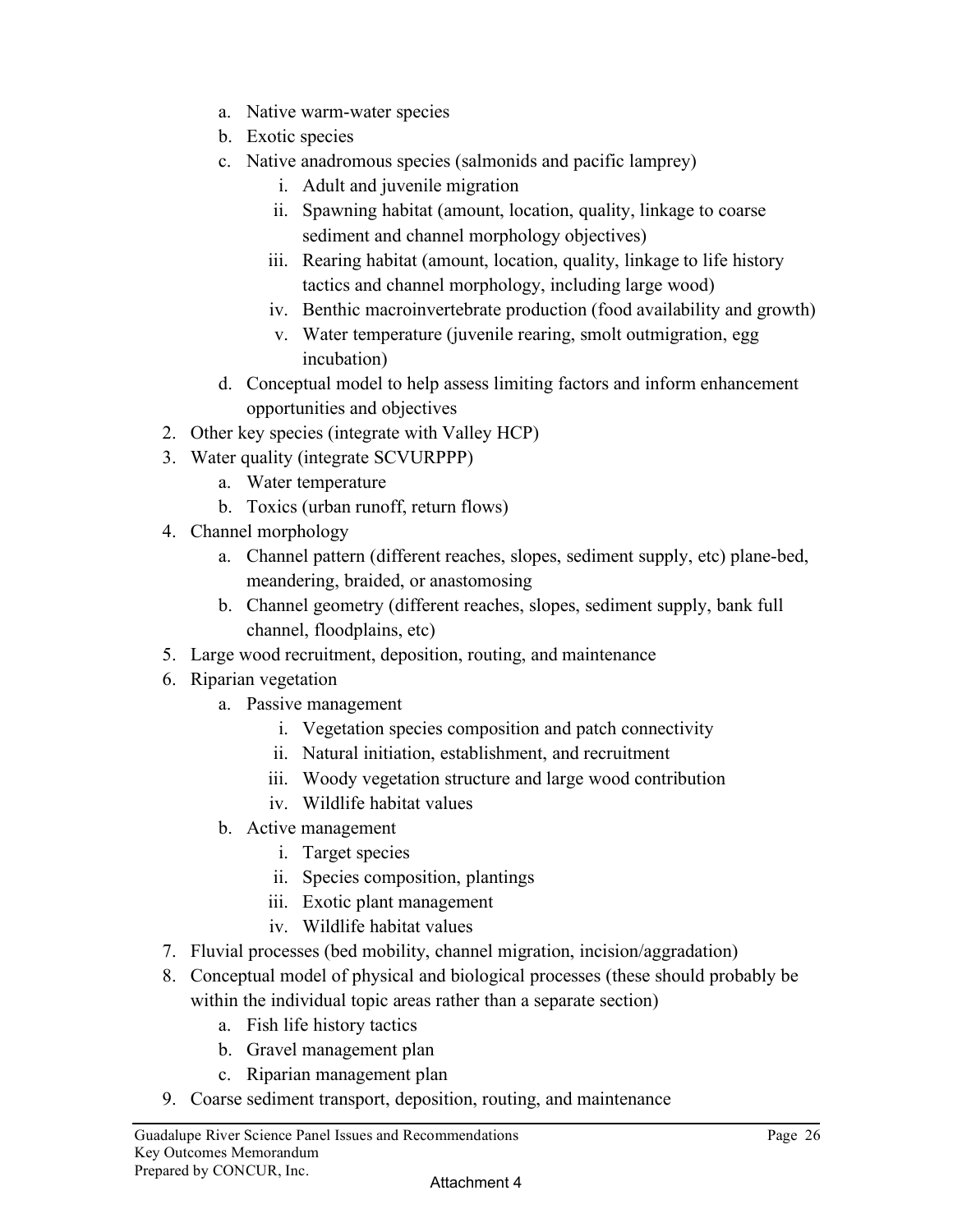a. Native warm-water species
   b. Exotic species
   c. Native anadromous species (salmonids and pacific lamprey)
      i. Adult and juvenile migration
      ii. Spawning habitat (amount, location, quality, linkage to coarse sediment and channel morphology objectives)
      iii. Rearing habitat (amount, location, quality, linkage to life history tactics and channel morphology, including large wood)
      iv. Benthic macroinvertebrate production (food availability and growth)
      v. Water temperature (juvenile rearing, smolt outmigration, egg incubation)
   d. Conceptual model to help assess limiting factors and inform enhancement opportunities and objectives
2. Other key species (integrate with Valley HCP)
3. Water quality (integrate SCVURPPP)
   a. Water temperature
   b. Toxics (urban runoff, return flows)
4. Channel morphology
   a. Channel pattern (different reaches, slopes, sediment supply, etc) plane-bed, meandering, braided, or anastomosing
   b. Channel geometry (different reaches, slopes, sediment supply, bank full channel, floodplains, etc)
5. Large wood recruitment, deposition, routing, and maintenance
6. Riparian vegetation
   a. Passive management
      i. Vegetation species composition and patch connectivity
      ii. Natural initiation, establishment, and recruitment
      iii. Woody vegetation structure and large wood contribution
      iv. Wildlife habitat values
   b. Active management
      i. Target species
      ii. Species composition, plantings
      iii. Exotic plant management
      iv. Wildlife habitat values
7. Fluvial processes (bed mobility, channel migration, incision/aggradation)
8. Conceptual model of physical and biological processes (these should probably be within the individual topic areas rather than a separate section)
   a. Fish life history tactics
   b. Gravel management plan
   c. Riparian management plan
9. Coarse sediment transport, deposition, routing, and maintenance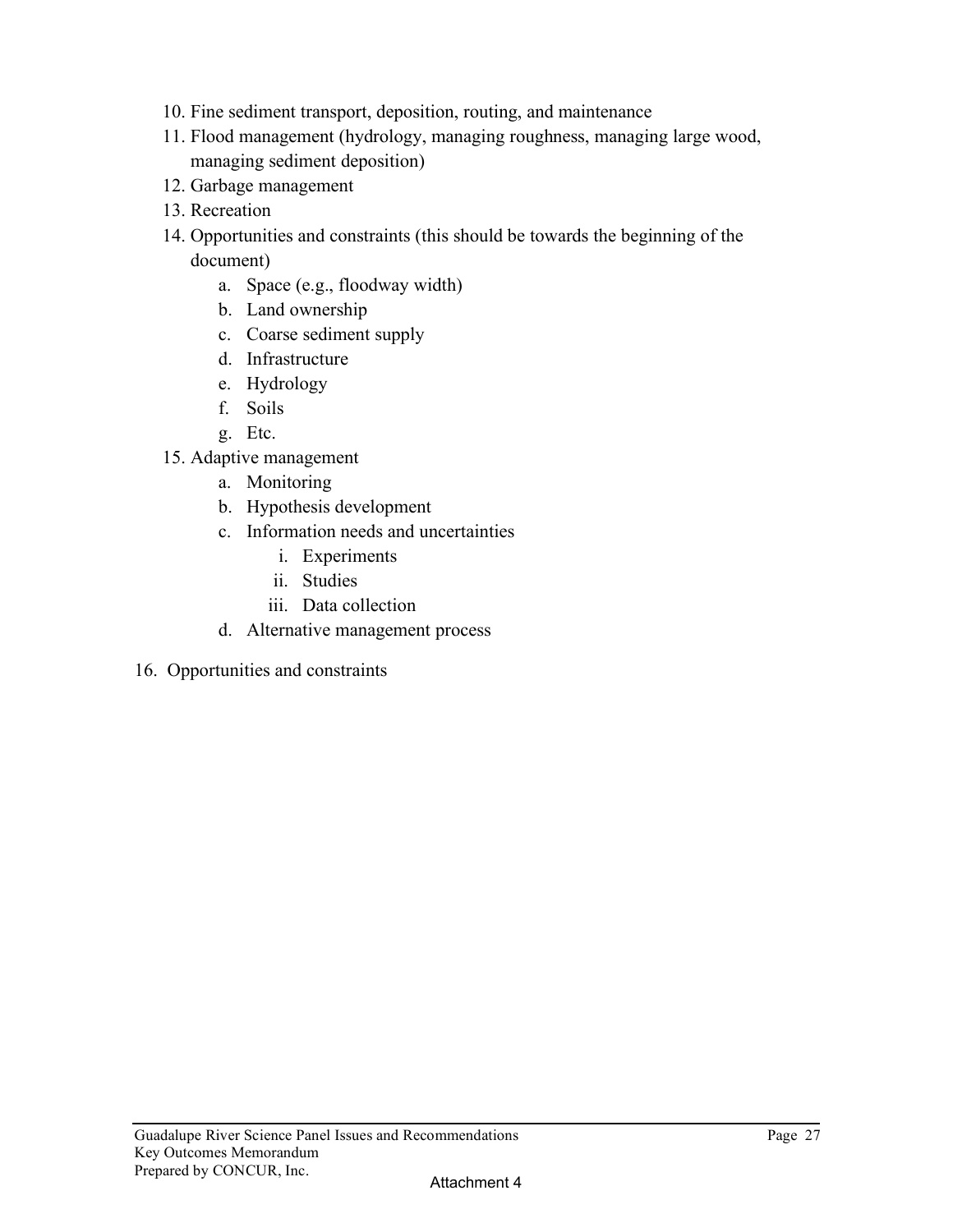10. Fine sediment transport, deposition, routing, and maintenance
11. Flood management (hydrology, managing roughness, managing large wood, managing sediment deposition)
12. Garbage management
13. Recreation
14. Opportunities and constraints (this should be towards the beginning of the document)
    a. Space (e.g., floodway width)
    b. Land ownership
    c. Coarse sediment supply
    d. Infrastructure
    e. Hydrology
    f. Soils
    g. Etc.
15. Adaptive management
    a. Monitoring
    b. Hypothesis development
    c. Information needs and uncertainties
        i. Experiments
        ii. Studies
        iii. Data collection
    d. Alternative management process

16. Opportunities and constraints